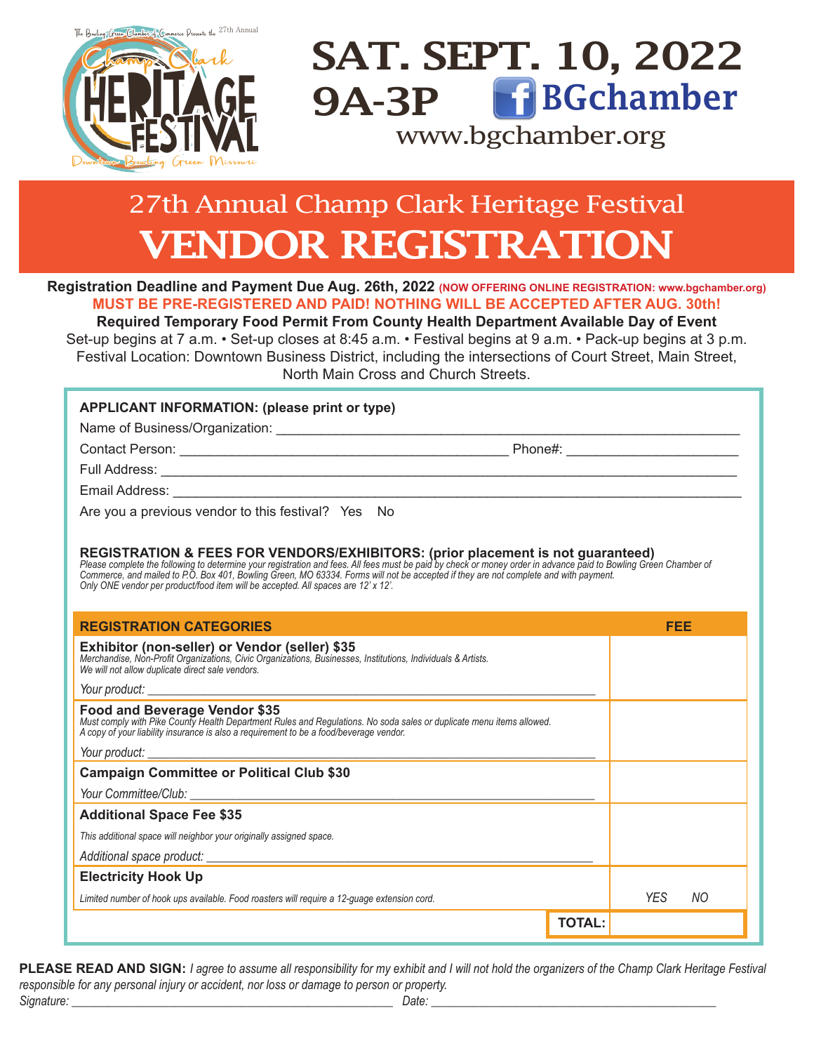The Bowling Green Chamber of Commerce Presents the 27th Annual

Champ Clark HERITAGE FESTIVAL

Downtown Bowling Green Missouri

# SAT. SEPT. 10, 2022

## 9A-3P BGchamber

www.bgchamber.org

# 27th Annual Champ Clark Heritage Festival

# VENDOR REGISTRATION

**Registration Deadline and Payment Due Aug. 26th, 2022** **(NOW OFFERING ONLINE REGISTRATION: www.bgchamber.org)**

**MUST BE PRE-REGISTERED AND PAID! NOTHING WILL BE ACCEPTED AFTER AUG. 30th!**

**Required Temporary Food Permit From County Health Department Available Day of Event**

Set-up begins at 7 a.m. • Set-up closes at 8:45 a.m. • Festival begins at 9 a.m. • Pack-up begins at 3 p.m.

Festival Location: Downtown Business District, including the intersections of Court Street, Main Street, North Main Cross and Church Streets.

**APPLICANT INFORMATION: (please print or type)**

Name of Business/Organization: ______________________________

Contact Person: ______________________________ Phone#: ______________________

Full Address: ______________________________________________

Email Address: ______________________________________________

Are you a previous vendor to this festival? Yes No

**REGISTRATION & FEES FOR VENDORS/EXHIBITORS: (prior placement is not guaranteed)**

*Please complete the following to determine your registration and fees. All fees must be paid by check or money order in advance paid to Bowling Green Chamber of Commerce, and mailed to P.O. Box 401, Bowling Green, MO 63334. Forms will not be accepted if they are not complete and with payment. Only ONE vendor per product/food item will be accepted. All spaces are 12' x 12'.*

| REGISTRATION CATEGORIES | FEE |
|---|---|
| **Exhibitor (non-seller) or Vendor (seller) $35**<br>*Merchandise, Non-Profit Organizations, Civic Organizations, Businesses, Institutions, Individuals & Artists. We will not allow duplicate direct sale vendors.*<br>*Your product:* ______________________ | |
| **Food and Beverage Vendor $35**<br>*Must comply with Pike County Health Department Rules and Regulations. No soda sales or duplicate menu items allowed. A copy of your liability insurance is also a requirement to be a food/beverage vendor.*<br>*Your product:* ______________________ | |
| **Campaign Committee or Political Club $30**<br>*Your Committee/Club:* ______________________ | |
| **Additional Space Fee $35**<br>*This additional space will neighbor your originally assigned space.*<br>*Additional space product:* ______________________ | |
| **Electricity Hook Up**<br>*Limited number of hook ups available. Food roasters will require a 12-guage extension cord.* | *YES NO* |
| **TOTAL:** | |

**PLEASE READ AND SIGN:** *I agree to assume all responsibility for my exhibit and I will not hold the organizers of the Champ Clark Heritage Festival responsible for any personal injury or accident, nor loss or damage to person or property.*

*Signature:* ______________________________ *Date:* ______________________________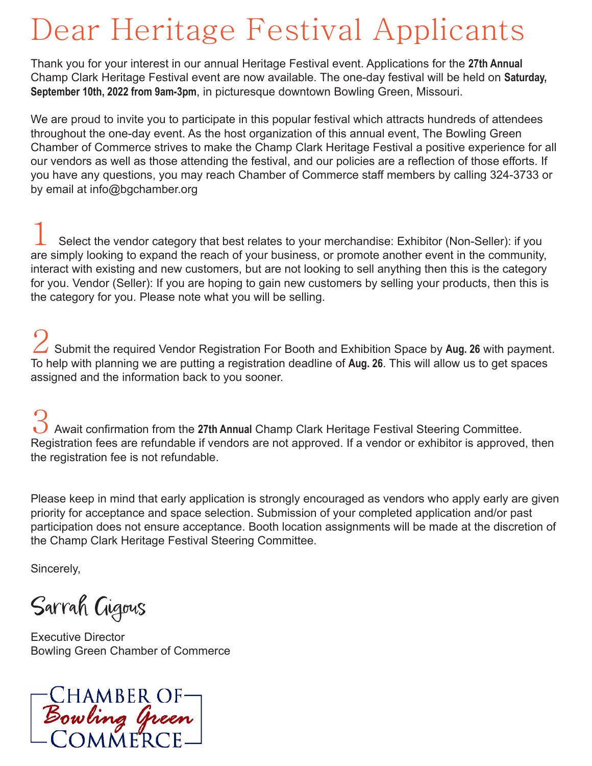# Dear Heritage Festival Applicants

Thank you for your interest in our annual Heritage Festival event. Applications for the **27th Annual** Champ Clark Heritage Festival event are now available. The one-day festival will be held on **Saturday, September 10th, 2022 from 9am-3pm**, in picturesque downtown Bowling Green, Missouri.

We are proud to invite you to participate in this popular festival which attracts hundreds of attendees throughout the one-day event. As the host organization of this annual event, The Bowling Green Chamber of Commerce strives to make the Champ Clark Heritage Festival a positive experience for all our vendors as well as those attending the festival, and our policies are a reflection of those efforts. If you have any questions, you may reach Chamber of Commerce staff members by calling 324-3733 or by email at info@bgchamber.org

1 Select the vendor category that best relates to your merchandise: Exhibitor (Non-Seller): if you are simply looking to expand the reach of your business, or promote another event in the community, interact with existing and new customers, but are not looking to sell anything then this is the category for you. Vendor (Seller): If you are hoping to gain new customers by selling your products, then this is the category for you. Please note what you will be selling.

2 Submit the required Vendor Registration For Booth and Exhibition Space by **Aug. 26** with payment. To help with planning we are putting a registration deadline of **Aug. 26**. This will allow us to get spaces assigned and the information back to you sooner.

3 Await confirmation from the **27th Annual** Champ Clark Heritage Festival Steering Committee. Registration fees are refundable if vendors are not approved. If a vendor or exhibitor is approved, then the registration fee is not refundable.

Please keep in mind that early application is strongly encouraged as vendors who apply early are given priority for acceptance and space selection. Submission of your completed application and/or past participation does not ensure acceptance. Booth location assignments will be made at the discretion of the Champ Clark Heritage Festival Steering Committee.

Sincerely,

Sarrah Gigous

Executive Director
Bowling Green Chamber of Commerce

Chamber of Bowling Green Commerce